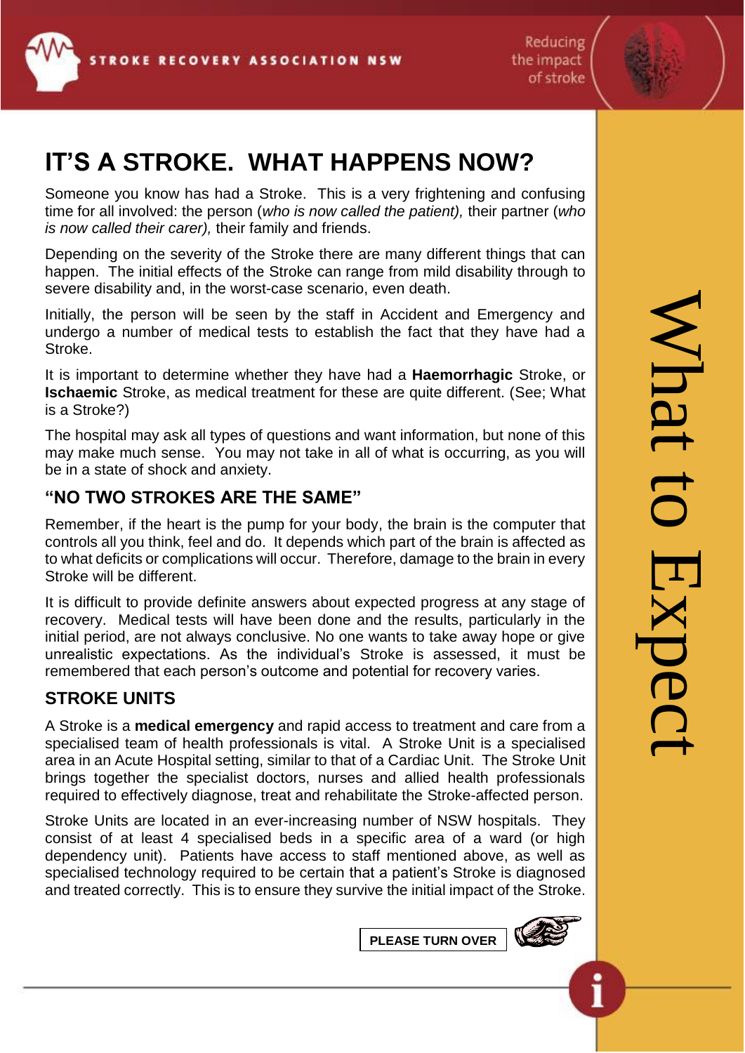STROKE RECOVERY ASSOCIATION NSW

Reducing the impact of stroke

# IT'S A STROKE. WHAT HAPPENS NOW?

Someone you know has had a Stroke. This is a very frightening and confusing time for all involved: the person (*who is now called the patient*), their partner (*who is now called their carer*), their family and friends.

Depending on the severity of the Stroke there are many different things that can happen. The initial effects of the Stroke can range from mild disability through to severe disability and, in the worst-case scenario, even death.

Initially, the person will be seen by the staff in Accident and Emergency and undergo a number of medical tests to establish the fact that they have had a Stroke.

It is important to determine whether they have had a **Haemorrhagic** Stroke, or **Ischaemic** Stroke, as medical treatment for these are quite different. (See; What is a Stroke?)

The hospital may ask all types of questions and want information, but none of this may make much sense. You may not take in all of what is occurring, as you will be in a state of shock and anxiety.

## "NO TWO STROKES ARE THE SAME"

Remember, if the heart is the pump for your body, the brain is the computer that controls all you think, feel and do. It depends which part of the brain is affected as to what deficits or complications will occur. Therefore, damage to the brain in every Stroke will be different.

It is difficult to provide definite answers about expected progress at any stage of recovery. Medical tests will have been done and the results, particularly in the initial period, are not always conclusive. No one wants to take away hope or give unrealistic expectations. As the individual's Stroke is assessed, it must be remembered that each person's outcome and potential for recovery varies.

## STROKE UNITS

A Stroke is a **medical emergency** and rapid access to treatment and care from a specialised team of health professionals is vital. A Stroke Unit is a specialised area in an Acute Hospital setting, similar to that of a Cardiac Unit. The Stroke Unit brings together the specialist doctors, nurses and allied health professionals required to effectively diagnose, treat and rehabilitate the Stroke-affected person.

Stroke Units are located in an ever-increasing number of NSW hospitals. They consist of at least 4 specialised beds in a specific area of a ward (or high dependency unit). Patients have access to staff mentioned above, as well as specialised technology required to be certain that a patient's Stroke is diagnosed and treated correctly. This is to ensure they survive the initial impact of the Stroke.

**PLEASE TURN OVER**

What to Expect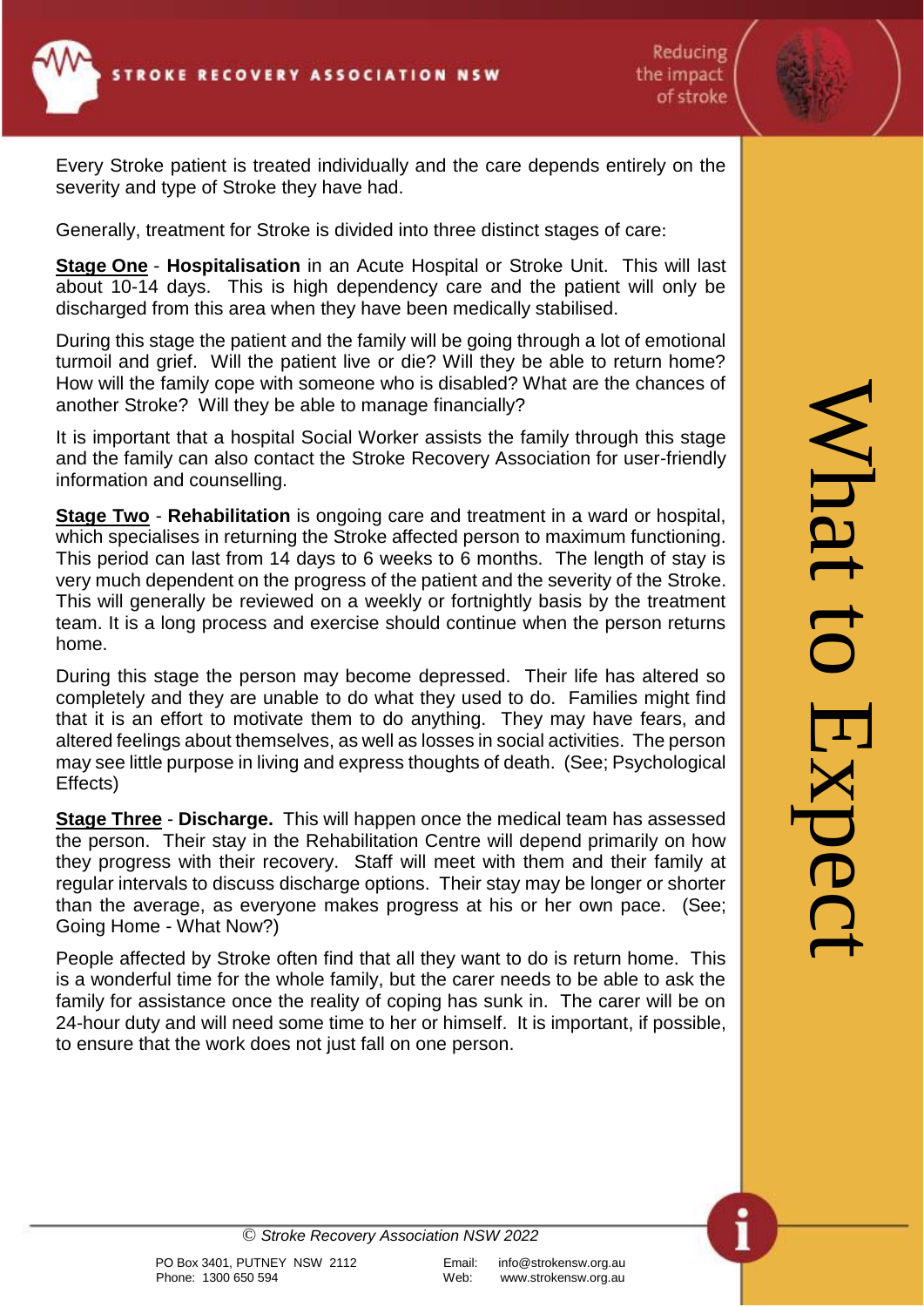# What to Expect

Every Stroke patient is treated individually and the care depends entirely on the severity and type of Stroke they have had.

Generally, treatment for Stroke is divided into three distinct stages of care:

**Stage One** - **Hospitalisation** in an Acute Hospital or Stroke Unit. This will last about 10-14 days. This is high dependency care and the patient will only be discharged from this area when they have been medically stabilised.

During this stage the patient and the family will be going through a lot of emotional turmoil and grief. Will the patient live or die? Will they be able to return home? How will the family cope with someone who is disabled? What are the chances of another Stroke? Will they be able to manage financially?

It is important that a hospital Social Worker assists the family through this stage and the family can also contact the Stroke Recovery Association for user-friendly information and counselling.

**Stage Two** - **Rehabilitation** is ongoing care and treatment in a ward or hospital, which specialises in returning the Stroke affected person to maximum functioning. This period can last from 14 days to 6 weeks to 6 months. The length of stay is very much dependent on the progress of the patient and the severity of the Stroke. This will generally be reviewed on a weekly or fortnightly basis by the treatment team. It is a long process and exercise should continue when the person returns home.

During this stage the person may become depressed. Their life has altered so completely and they are unable to do what they used to do. Families might find that it is an effort to motivate them to do anything. They may have fears, and altered feelings about themselves, as well as losses in social activities. The person may see little purpose in living and express thoughts of death. (See; Psychological Effects)

**Stage Three** - **Discharge.** This will happen once the medical team has assessed the person. Their stay in the Rehabilitation Centre will depend primarily on how they progress with their recovery. Staff will meet with them and their family at regular intervals to discuss discharge options. Their stay may be longer or shorter than the average, as everyone makes progress at his or her own pace. (See; Going Home - What Now?)

People affected by Stroke often find that all they want to do is return home. This is a wonderful time for the whole family, but the carer needs to be able to ask the family for assistance once the reality of coping has sunk in. The carer will be on 24-hour duty and will need some time to her or himself. It is important, if possible, to ensure that the work does not just fall on one person.

*© Stroke Recovery Association NSW 2022*

PO Box 3401, PUTNEY NSW 2112
Phone: 1300 650 594

Email: info@strokensw.org.au
Web: www.strokensw.org.au